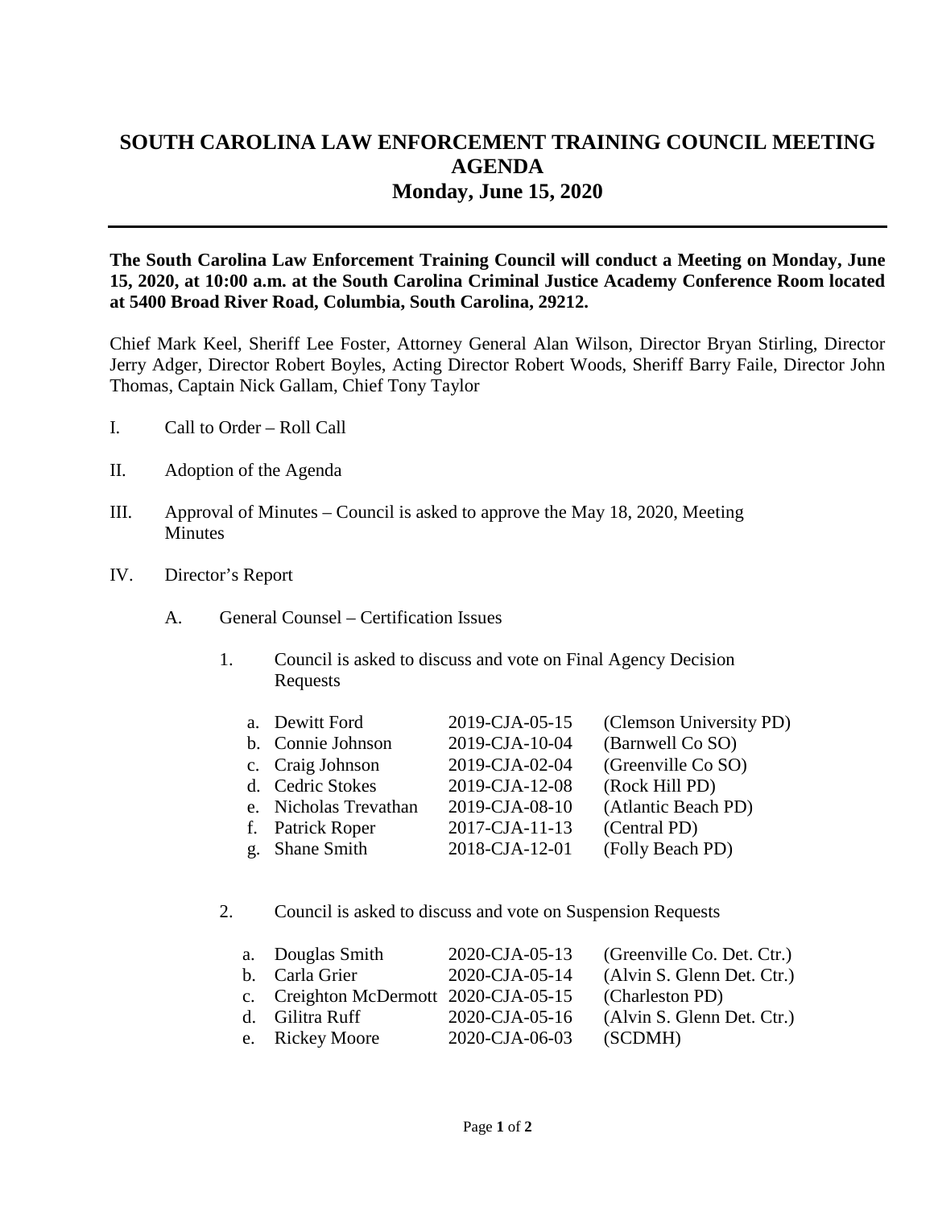# SOUTH CAROLINA LAW ENFORCEMENT TRAINING COUNCIL MEETING AGENDA

## Monday, June 15, 2020

**The South Carolina Law Enforcement Training Council will conduct a Meeting on Monday, June 15, 2020, at 10:00 a.m. at the South Carolina Criminal Justice Academy Conference Room located at 5400 Broad River Road, Columbia, South Carolina, 29212.**

Chief Mark Keel, Sheriff Lee Foster, Attorney General Alan Wilson, Director Bryan Stirling, Director Jerry Adger, Director Robert Boyles, Acting Director Robert Woods, Sheriff Barry Faile, Director John Thomas, Captain Nick Gallam, Chief Tony Taylor

I. Call to Order – Roll Call

II. Adoption of the Agenda

III. Approval of Minutes – Council is asked to approve the May 18, 2020, Meeting Minutes

IV. Director's Report

A. General Counsel – Certification Issues

1. Council is asked to discuss and vote on Final Agency Decision Requests

| | | | |
|---|---|---|---|
| a. | Dewitt Ford | 2019-CJA-05-15 | (Clemson University PD) |
| b. | Connie Johnson | 2019-CJA-10-04 | (Barnwell Co SO) |
| c. | Craig Johnson | 2019-CJA-02-04 | (Greenville Co SO) |
| d. | Cedric Stokes | 2019-CJA-12-08 | (Rock Hill PD) |
| e. | Nicholas Trevathan | 2019-CJA-08-10 | (Atlantic Beach PD) |
| f. | Patrick Roper | 2017-CJA-11-13 | (Central PD) |
| g. | Shane Smith | 2018-CJA-12-01 | (Folly Beach PD) |

2. Council is asked to discuss and vote on Suspension Requests

| | | | |
|---|---|---|---|
| a. | Douglas Smith | 2020-CJA-05-13 | (Greenville Co. Det. Ctr.) |
| b. | Carla Grier | 2020-CJA-05-14 | (Alvin S. Glenn Det. Ctr.) |
| c. | Creighton McDermott | 2020-CJA-05-15 | (Charleston PD) |
| d. | Gilitra Ruff | 2020-CJA-05-16 | (Alvin S. Glenn Det. Ctr.) |
| e. | Rickey Moore | 2020-CJA-06-03 | (SCDMH) |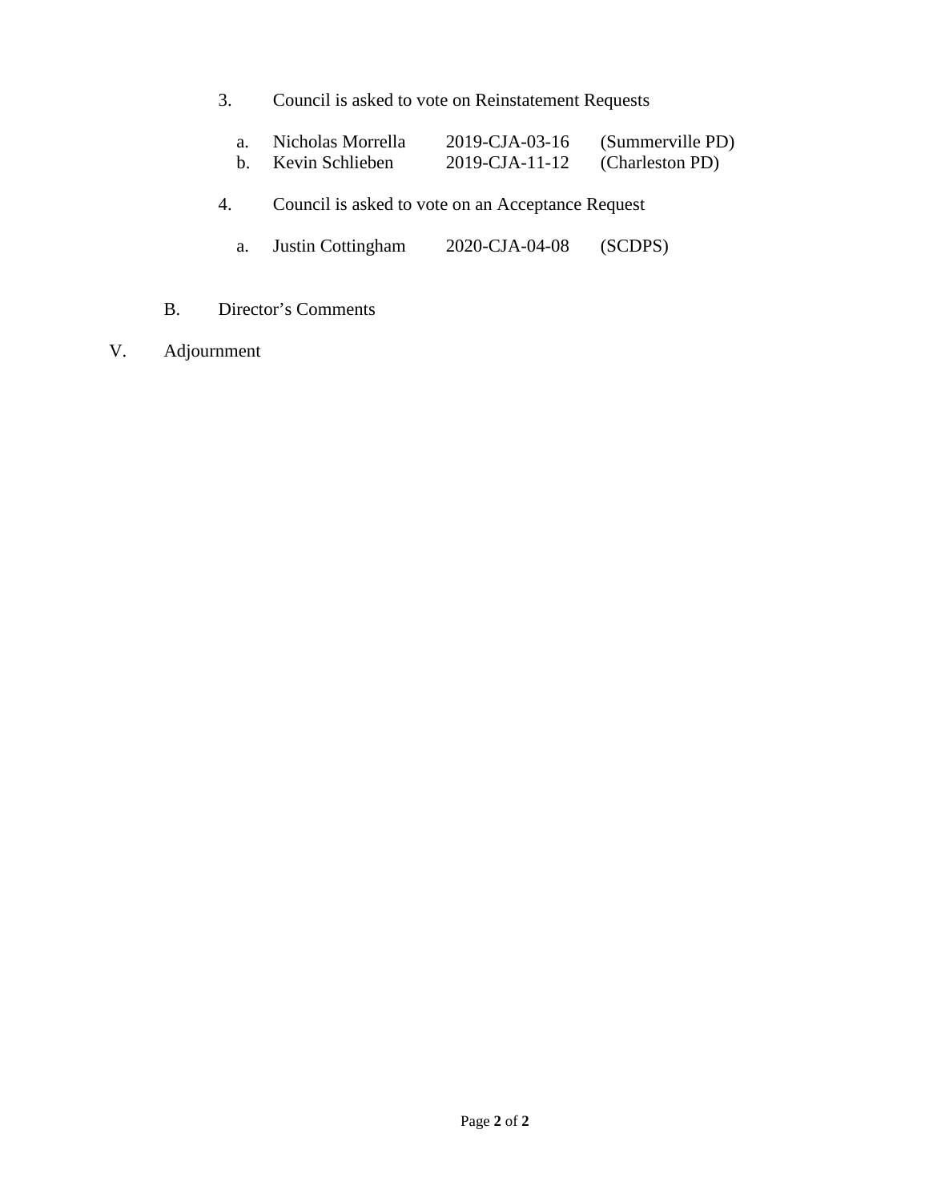3. Council is asked to vote on Reinstatement Requests

   a. Nicholas Morrella  2019-CJA-03-16  (Summerville PD)
   b. Kevin Schlieben  2019-CJA-11-12  (Charleston PD)

4. Council is asked to vote on an Acceptance Request

   a. Justin Cottingham  2020-CJA-04-08  (SCDPS)

B. Director's Comments

V. Adjournment